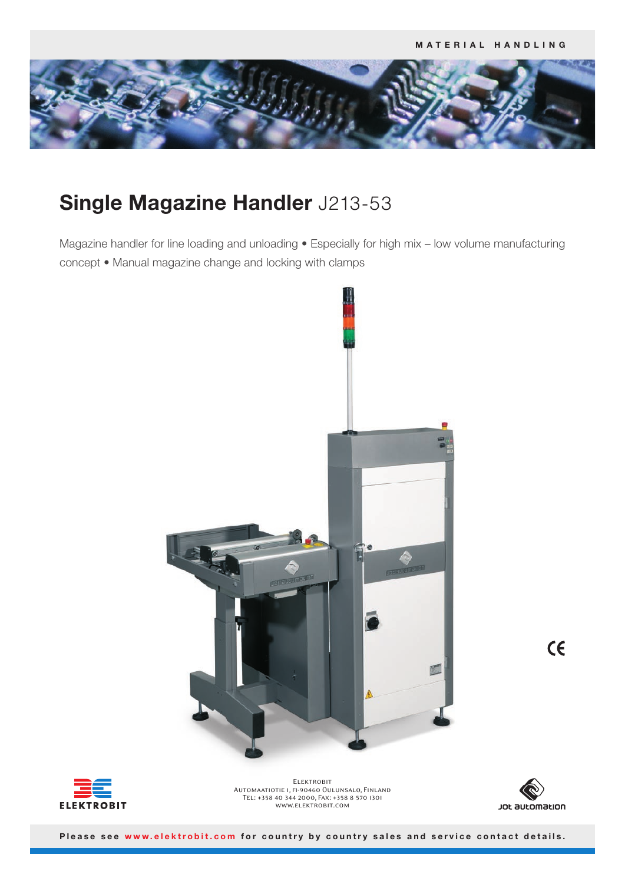MATERIAL HANDLING

# Single Magazine Handler J213-53

Magazine handler for line loading and unloading • Especially for high mix – low volume manufacturing concept • Manual magazine change and locking with clamps

ELEKTROBIT

Elektrobit
Automaatiotie 1, FI-90460 Oulunsalo, Finland
Tel: +358 40 344 2000, Fax: +358 8 570 1301
www.elektrobit.com

Jot automation

Please see www.elektrobit.com for country by country sales and service contact details.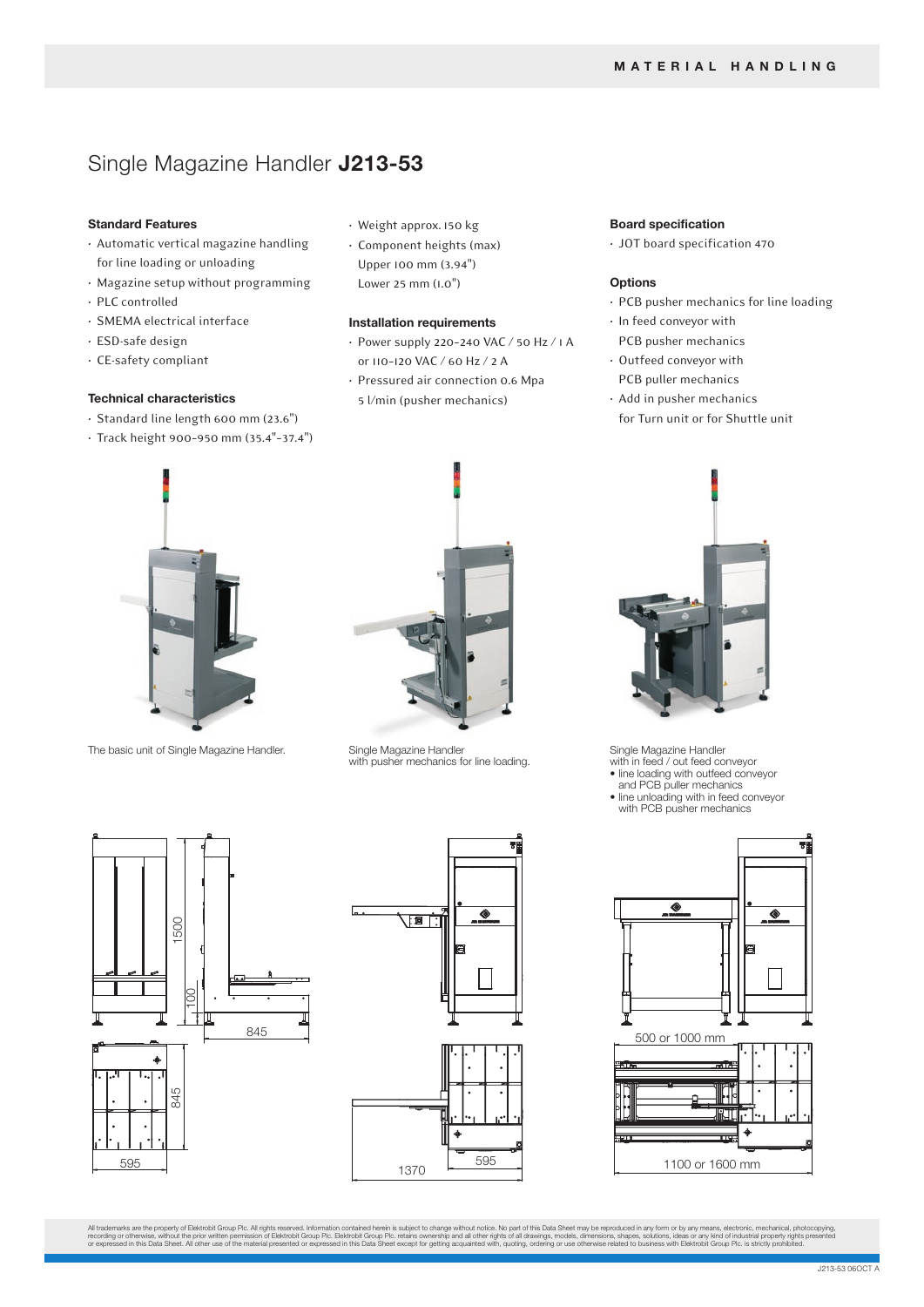# Single Magazine Handler **J213-53**

### Standard Features

- Automatic vertical magazine handling for line loading or unloading
- Magazine setup without programming
- PLC controlled
- SMEMA electrical interface
- ESD-safe design
- CE-safety compliant

### Technical characteristics

- Standard line length 600 mm (23.6")
- Track height 900–950 mm (35.4"–37.4")
- Weight approx. 150 kg
- Component heights (max)
  Upper 100 mm (3.94")
  Lower 25 mm (1.0")

### Installation requirements

- Power supply 220–240 VAC / 50 Hz / 1 A or 110–120 VAC / 60 Hz / 2 A
- Pressured air connection 0.6 Mpa 5 l/min (pusher mechanics)

### Board specification

- JOT board specification 470

### Options

- PCB pusher mechanics for line loading
- In feed conveyor with PCB pusher mechanics
- Outfeed conveyor with PCB puller mechanics
- Add in pusher mechanics for Turn unit or for Shuttle unit

The basic unit of Single Magazine Handler.

Single Magazine Handler with pusher mechanics for line loading.

Single Magazine Handler with in feed / out feed conveyor
- line loading with outfeed conveyor and PCB puller mechanics
- line unloading with in feed conveyor with PCB pusher mechanics

1500
100
845
845
595

1370
595

500 or 1000 mm
1100 or 1600 mm

All trademarks are the property of Elektrobit Group Plc. All rights reserved. Information contained herein is subject to change without notice. No part of this Data Sheet may be reproduced in any form or by any means, electronic, mechanical, photocopying, recording or otherwise, without the prior written permission of Elektrobit Group Plc. Elektrobit Group Plc. retains ownership and all other rights of all drawings, models, dimensions, shapes, solutions, ideas or any kind of industrial property rights presented or expressed in this Data Sheet. All other use of the material presented or expressed in this Data Sheet except for getting acquainted with, quoting, ordering or use otherwise related to business with Elektrobit Group Plc. is strictly prohibited.